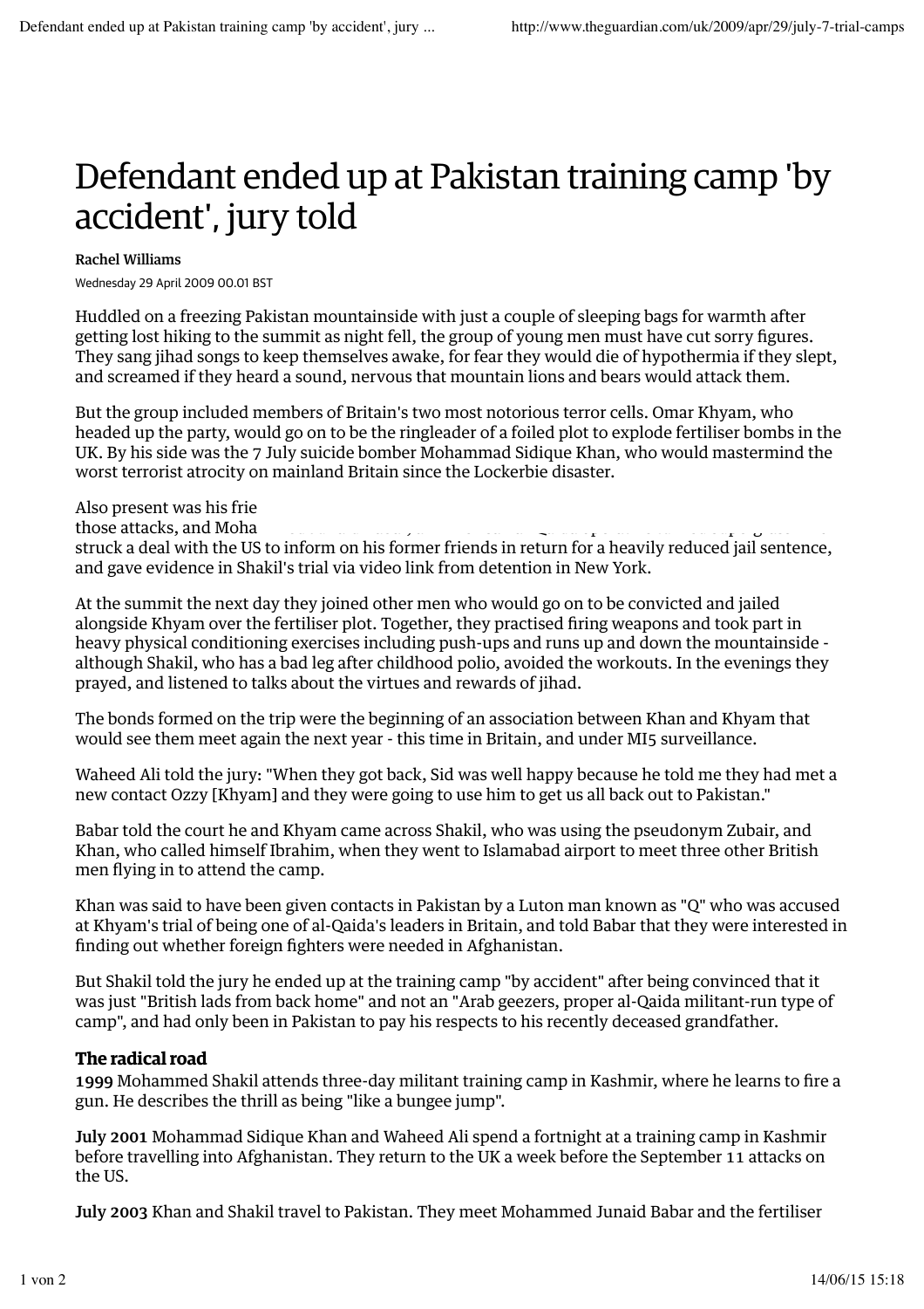# Defendant ended up at Pakistan training camp 'by accident', jury told

**Rachel Williams**

Wednesday 29 April 2009 00.01 BST

Huddled on a freezing Pakistan mountainside with just a couple of sleeping bags for warmth after getting lost hiking to the summit as night fell, the group of young men must have cut sorry figures. They sang jihad songs to keep themselves awake, for fear they would die of hypothermia if they slept, and screamed if they heard a sound, nervous that mountain lions and bears would attack them.

But the group included members of Britain's two most notorious terror cells. Omar Khyam, who headed up the party, would go on to be the ringleader of a foiled plot to explode fertiliser bombs in the UK. By his side was the 7 July suicide bomber Mohammad Sidique Khan, who would mastermind the worst terrorist atrocity on mainland Britain since the Lockerbie disaster.

Also present was his frie
those attacks, and Moha
struck a deal with the US to inform on his former friends in return for a heavily reduced jail sentence, and gave evidence in Shakil's trial via video link from detention in New York.

At the summit the next day they joined other men who would go on to be convicted and jailed alongside Khyam over the fertiliser plot. Together, they practised firing weapons and took part in heavy physical conditioning exercises including push-ups and runs up and down the mountainside - although Shakil, who has a bad leg after childhood polio, avoided the workouts. In the evenings they prayed, and listened to talks about the virtues and rewards of jihad.

The bonds formed on the trip were the beginning of an association between Khan and Khyam that would see them meet again the next year - this time in Britain, and under MI5 surveillance.

Waheed Ali told the jury: "When they got back, Sid was well happy because he told me they had met a new contact Ozzy [Khyam] and they were going to use him to get us all back out to Pakistan."

Babar told the court he and Khyam came across Shakil, who was using the pseudonym Zubair, and Khan, who called himself Ibrahim, when they went to Islamabad airport to meet three other British men flying in to attend the camp.

Khan was said to have been given contacts in Pakistan by a Luton man known as "Q" who was accused at Khyam's trial of being one of al-Qaida's leaders in Britain, and told Babar that they were interested in finding out whether foreign fighters were needed in Afghanistan.

But Shakil told the jury he ended up at the training camp "by accident" after being convinced that it was just "British lads from back home" and not an "Arab geezers, proper al-Qaida militant-run type of camp", and had only been in Pakistan to pay his respects to his recently deceased grandfather.

### The radical road

**1999** Mohammed Shakil attends three-day militant training camp in Kashmir, where he learns to fire a gun. He describes the thrill as being "like a bungee jump".

**July 2001** Mohammad Sidique Khan and Waheed Ali spend a fortnight at a training camp in Kashmir before travelling into Afghanistan. They return to the UK a week before the September 11 attacks on the US.

**July 2003** Khan and Shakil travel to Pakistan. They meet Mohammed Junaid Babar and the fertiliser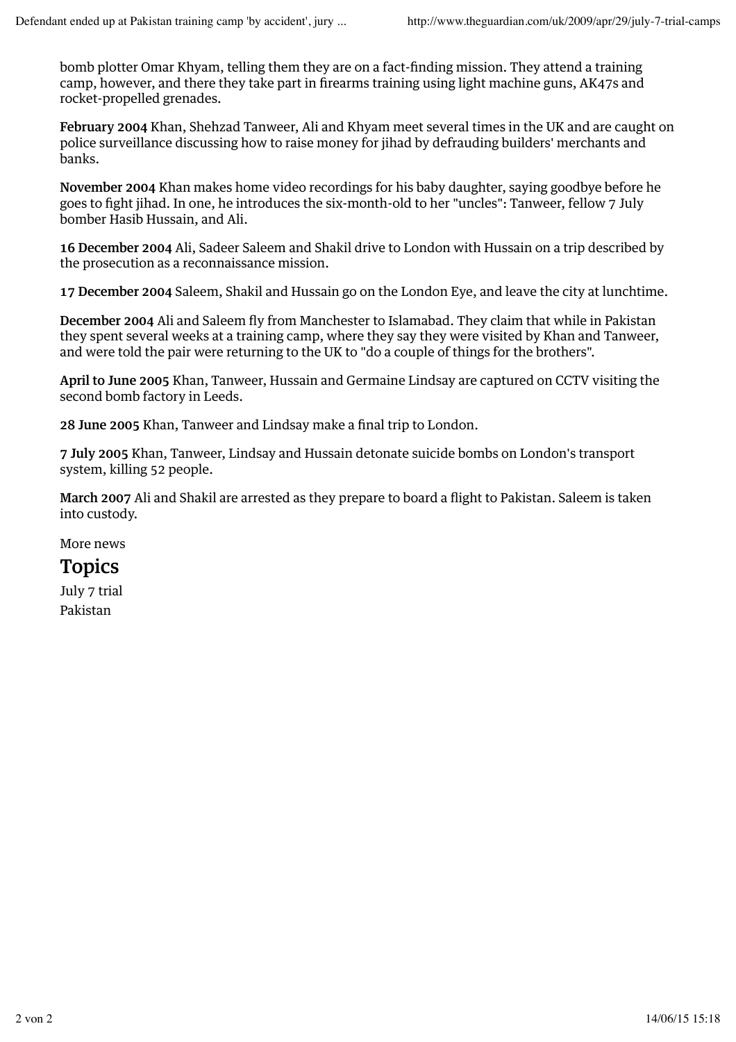bomb plotter Omar Khyam, telling them they are on a fact-finding mission. They attend a training camp, however, and there they take part in firearms training using light machine guns, AK47s and rocket-propelled grenades.

**February 2004** Khan, Shehzad Tanweer, Ali and Khyam meet several times in the UK and are caught on police surveillance discussing how to raise money for jihad by defrauding builders' merchants and banks.

**November 2004** Khan makes home video recordings for his baby daughter, saying goodbye before he goes to fight jihad. In one, he introduces the six-month-old to her "uncles": Tanweer, fellow 7 July bomber Hasib Hussain, and Ali.

**16 December 2004** Ali, Sadeer Saleem and Shakil drive to London with Hussain on a trip described by the prosecution as a reconnaissance mission.

**17 December 2004** Saleem, Shakil and Hussain go on the London Eye, and leave the city at lunchtime.

**December 2004** Ali and Saleem fly from Manchester to Islamabad. They claim that while in Pakistan they spent several weeks at a training camp, where they say they were visited by Khan and Tanweer, and were told the pair were returning to the UK to "do a couple of things for the brothers".

**April to June 2005** Khan, Tanweer, Hussain and Germaine Lindsay are captured on CCTV visiting the second bomb factory in Leeds.

**28 June 2005** Khan, Tanweer and Lindsay make a final trip to London.

**7 July 2005** Khan, Tanweer, Lindsay and Hussain detonate suicide bombs on London's transport system, killing 52 people.

**March 2007** Ali and Shakil are arrested as they prepare to board a flight to Pakistan. Saleem is taken into custody.

More news

## Topics

July 7 trial

Pakistan